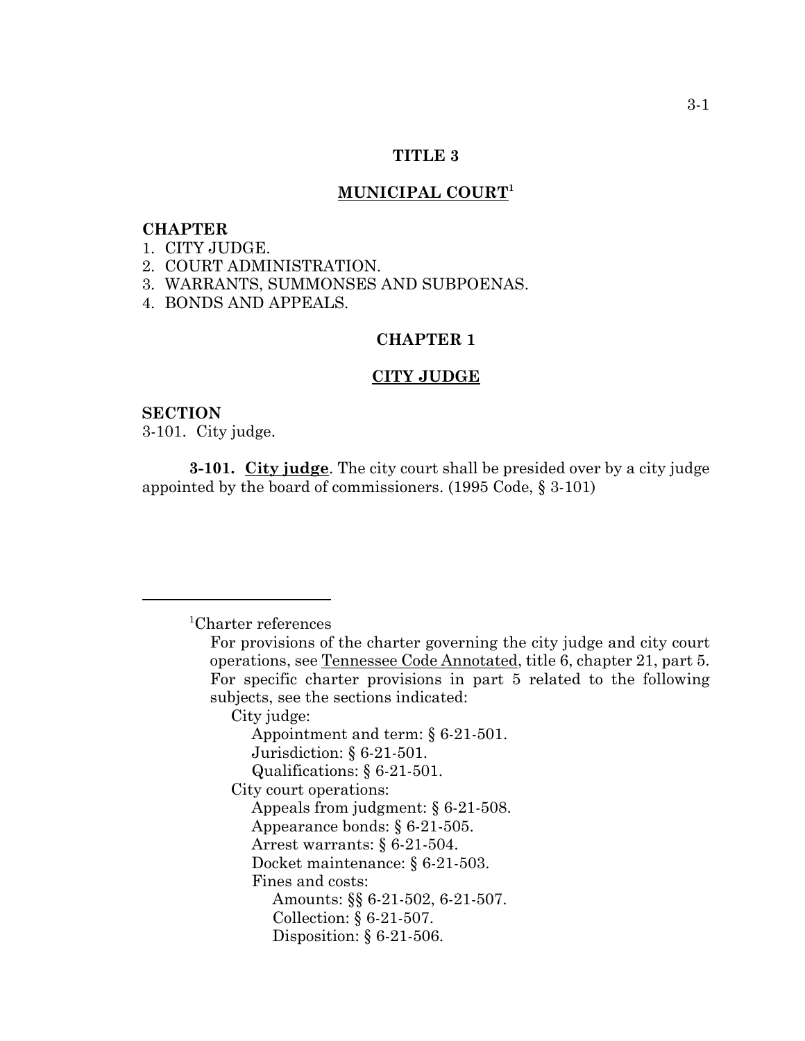# TITLE 3

## MUNICIPAL COURT[1]

**CHAPTER**
1. CITY JUDGE.
2. COURT ADMINISTRATION.
3. WARRANTS, SUMMONSES AND SUBPOENAS.
4. BONDS AND APPEALS.

## CHAPTER 1

## CITY JUDGE

**SECTION**
3-101. City judge.

**3-101. City judge**. The city court shall be presided over by a city judge appointed by the board of commissioners. (1995 Code, § 3-101)

---

[1]Charter references

For provisions of the charter governing the city judge and city court operations, see Tennessee Code Annotated, title 6, chapter 21, part 5. For specific charter provisions in part 5 related to the following subjects, see the sections indicated:

- City judge:
  - Appointment and term: § 6-21-501.
  - Jurisdiction: § 6-21-501.
  - Qualifications: § 6-21-501.
- City court operations:
  - Appeals from judgment: § 6-21-508.
  - Appearance bonds: § 6-21-505.
  - Arrest warrants: § 6-21-504.
  - Docket maintenance: § 6-21-503.
  - Fines and costs:
    - Amounts: §§ 6-21-502, 6-21-507.
    - Collection: § 6-21-507.
    - Disposition: § 6-21-506.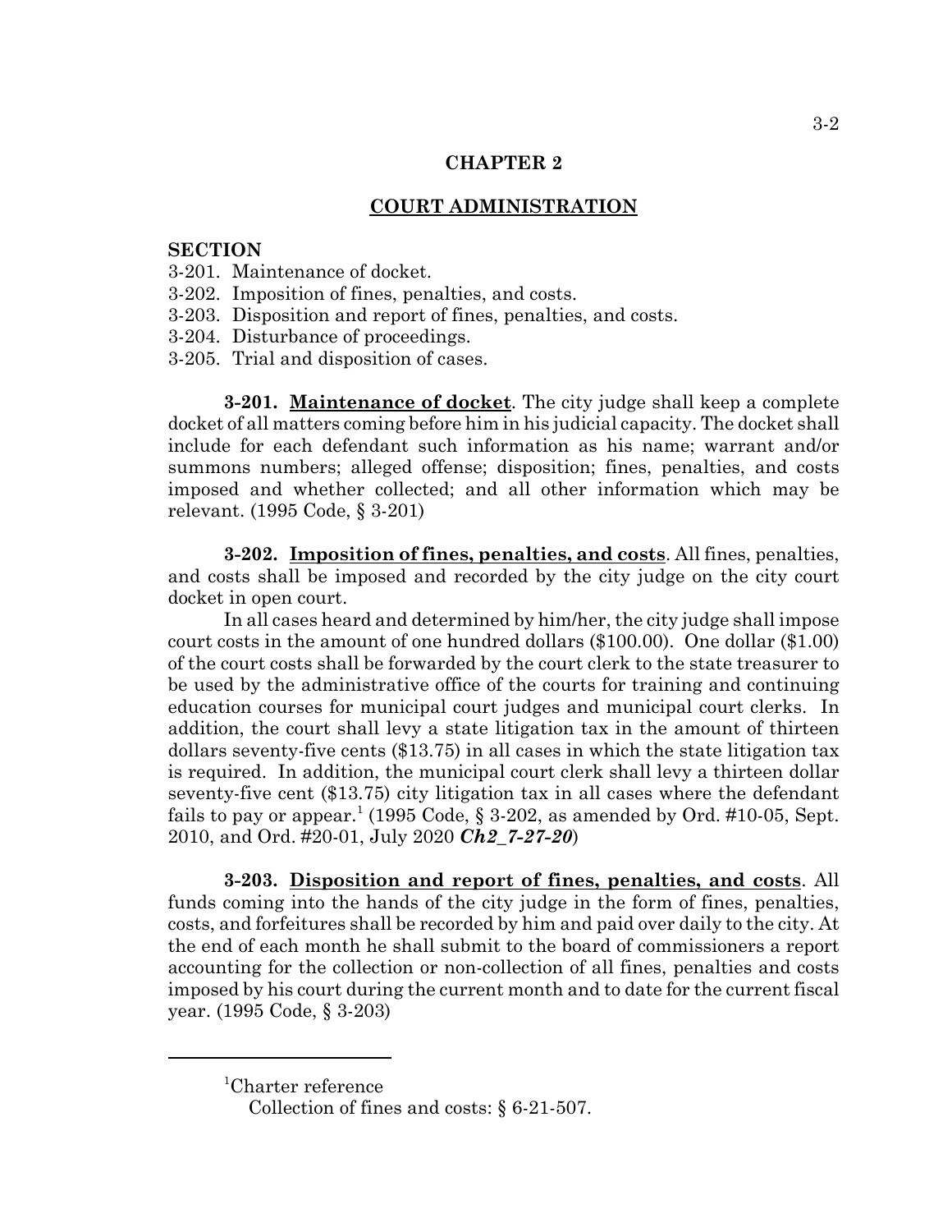## CHAPTER 2

## COURT ADMINISTRATION

**SECTION**

3-201. Maintenance of docket.
3-202. Imposition of fines, penalties, and costs.
3-203. Disposition and report of fines, penalties, and costs.
3-204. Disturbance of proceedings.
3-205. Trial and disposition of cases.

**3-201. Maintenance of docket**. The city judge shall keep a complete docket of all matters coming before him in his judicial capacity. The docket shall include for each defendant such information as his name; warrant and/or summons numbers; alleged offense; disposition; fines, penalties, and costs imposed and whether collected; and all other information which may be relevant. (1995 Code, § 3-201)

**3-202. Imposition of fines, penalties, and costs**. All fines, penalties, and costs shall be imposed and recorded by the city judge on the city court docket in open court.

In all cases heard and determined by him/her, the city judge shall impose court costs in the amount of one hundred dollars ($100.00). One dollar ($1.00) of the court costs shall be forwarded by the court clerk to the state treasurer to be used by the administrative office of the courts for training and continuing education courses for municipal court judges and municipal court clerks. In addition, the court shall levy a state litigation tax in the amount of thirteen dollars seventy-five cents ($13.75) in all cases in which the state litigation tax is required. In addition, the municipal court clerk shall levy a thirteen dollar seventy-five cent ($13.75) city litigation tax in all cases where the defendant fails to pay or appear.[1] (1995 Code, § 3-202, as amended by Ord. #10-05, Sept. 2010, and Ord. #20-01, July 2020 ***Ch2_7-27-20***)

**3-203. Disposition and report of fines, penalties, and costs**. All funds coming into the hands of the city judge in the form of fines, penalties, costs, and forfeitures shall be recorded by him and paid over daily to the city. At the end of each month he shall submit to the board of commissioners a report accounting for the collection or non-collection of all fines, penalties and costs imposed by his court during the current month and to date for the current fiscal year. (1995 Code, § 3-203)

---

[1]Charter reference
Collection of fines and costs: § 6-21-507.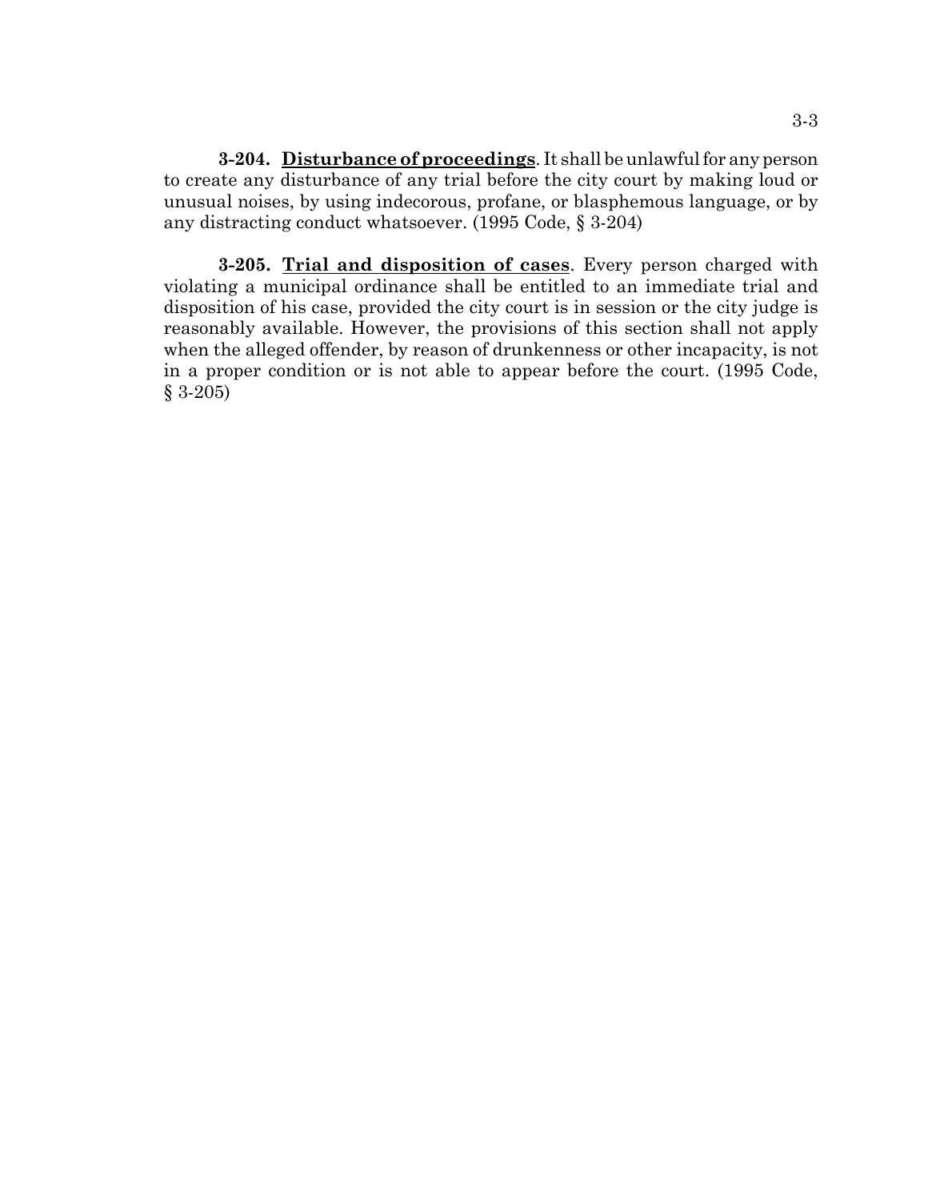**3-204. Disturbance of proceedings**. It shall be unlawful for any person to create any disturbance of any trial before the city court by making loud or unusual noises, by using indecorous, profane, or blasphemous language, or by any distracting conduct whatsoever. (1995 Code, § 3-204)

**3-205. Trial and disposition of cases**. Every person charged with violating a municipal ordinance shall be entitled to an immediate trial and disposition of his case, provided the city court is in session or the city judge is reasonably available. However, the provisions of this section shall not apply when the alleged offender, by reason of drunkenness or other incapacity, is not in a proper condition or is not able to appear before the court. (1995 Code, § 3-205)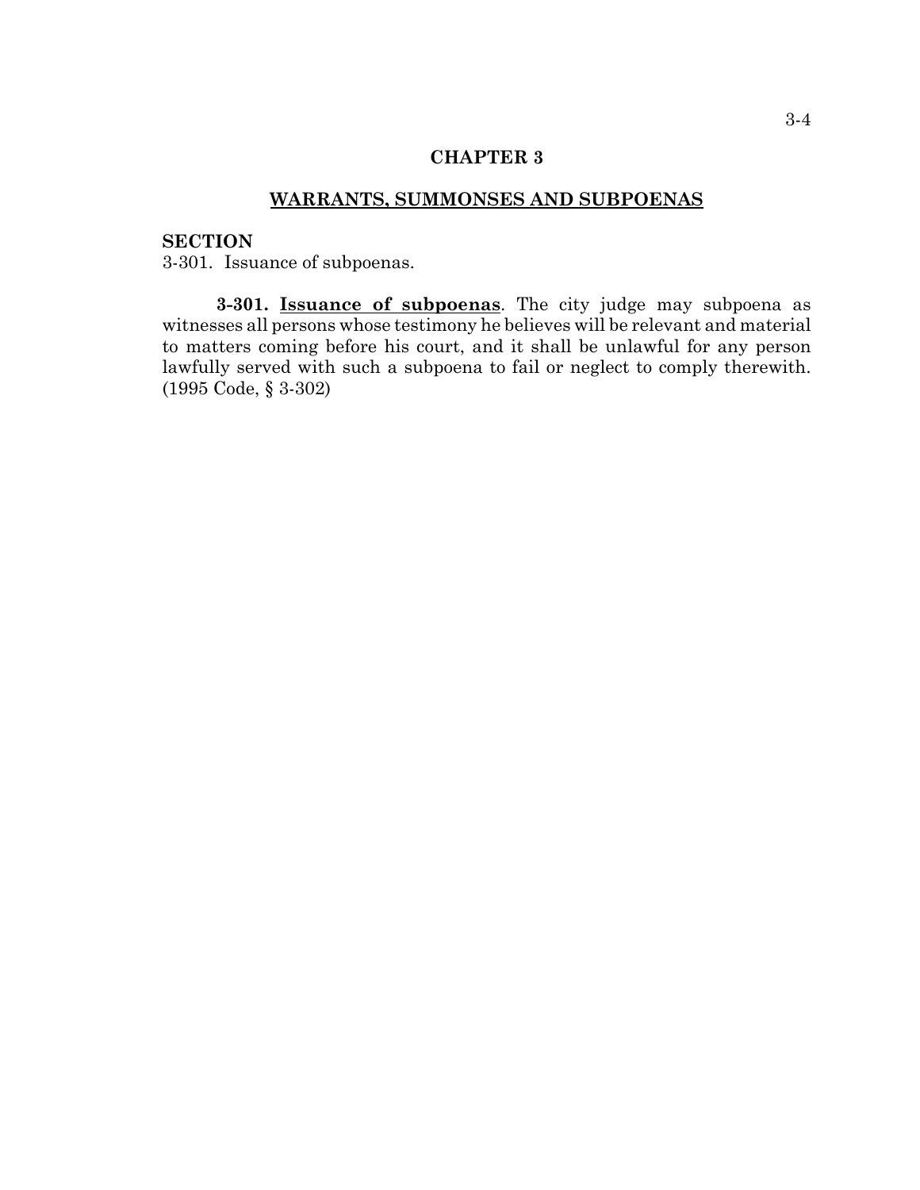# CHAPTER 3

## WARRANTS, SUMMONSES AND SUBPOENAS

**SECTION**
3-301. Issuance of subpoenas.

**3-301. Issuance of subpoenas**. The city judge may subpoena as witnesses all persons whose testimony he believes will be relevant and material to matters coming before his court, and it shall be unlawful for any person lawfully served with such a subpoena to fail or neglect to comply therewith. (1995 Code, § 3-302)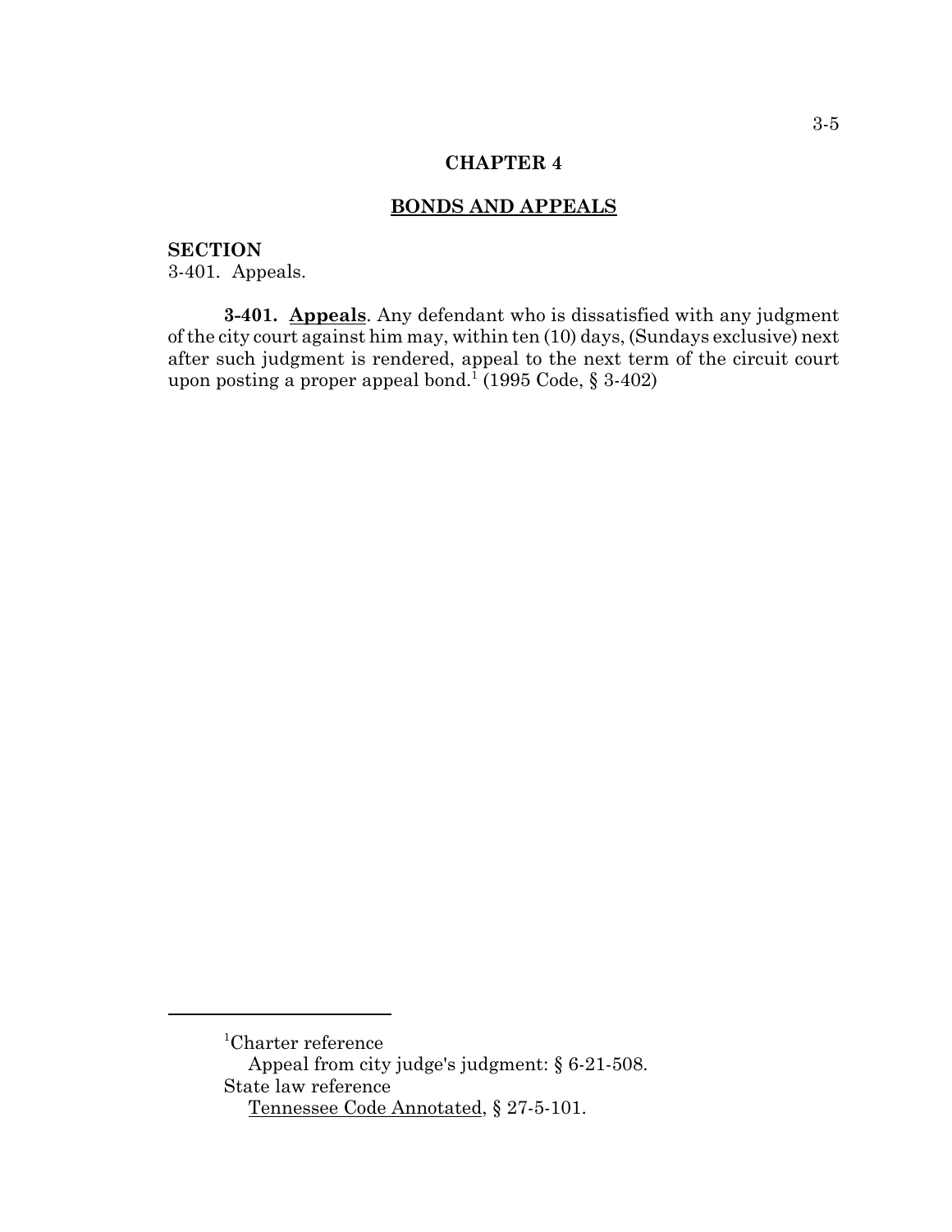## CHAPTER 4

## BONDS AND APPEALS

**SECTION**
3-401. Appeals.

**3-401. Appeals**. Any defendant who is dissatisfied with any judgment of the city court against him may, within ten (10) days, (Sundays exclusive) next after such judgment is rendered, appeal to the next term of the circuit court upon posting a proper appeal bond.[1] (1995 Code, § 3-402)

---

[1]Charter reference
Appeal from city judge's judgment: § 6-21-508.
State law reference
Tennessee Code Annotated, § 27-5-101.